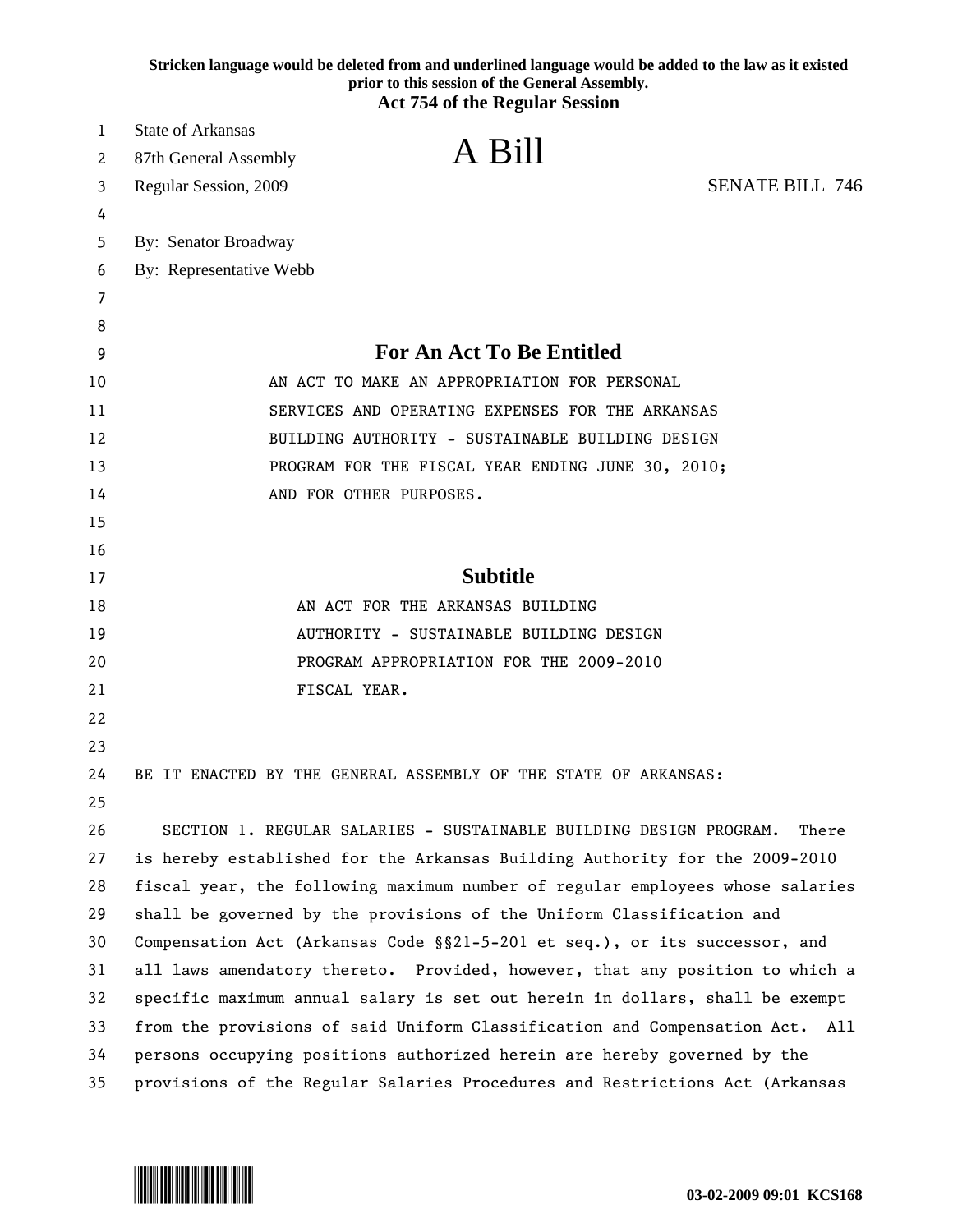**Stricken language would be deleted from and underlined language would be added to the law as it existed prior to this session of the General Assembly.**

**Act 754 of the Regular Session**

State of Arkansas
87th General Assembly
Regular Session, 2009

# A Bill

SENATE BILL 746

By: Senator Broadway
By: Representative Webb

## For An Act To Be Entitled

AN ACT TO MAKE AN APPROPRIATION FOR PERSONAL SERVICES AND OPERATING EXPENSES FOR THE ARKANSAS BUILDING AUTHORITY - SUSTAINABLE BUILDING DESIGN PROGRAM FOR THE FISCAL YEAR ENDING JUNE 30, 2010; AND FOR OTHER PURPOSES.

## Subtitle

AN ACT FOR THE ARKANSAS BUILDING AUTHORITY - SUSTAINABLE BUILDING DESIGN PROGRAM APPROPRIATION FOR THE 2009-2010 FISCAL YEAR.

BE IT ENACTED BY THE GENERAL ASSEMBLY OF THE STATE OF ARKANSAS:

SECTION 1. REGULAR SALARIES - SUSTAINABLE BUILDING DESIGN PROGRAM. There is hereby established for the Arkansas Building Authority for the 2009-2010 fiscal year, the following maximum number of regular employees whose salaries shall be governed by the provisions of the Uniform Classification and Compensation Act (Arkansas Code §§21-5-201 et seq.), or its successor, and all laws amendatory thereto. Provided, however, that any position to which a specific maximum annual salary is set out herein in dollars, shall be exempt from the provisions of said Uniform Classification and Compensation Act. All persons occupying positions authorized herein are hereby governed by the provisions of the Regular Salaries Procedures and Restrictions Act (Arkansas

03-02-2009 09:01 KCS168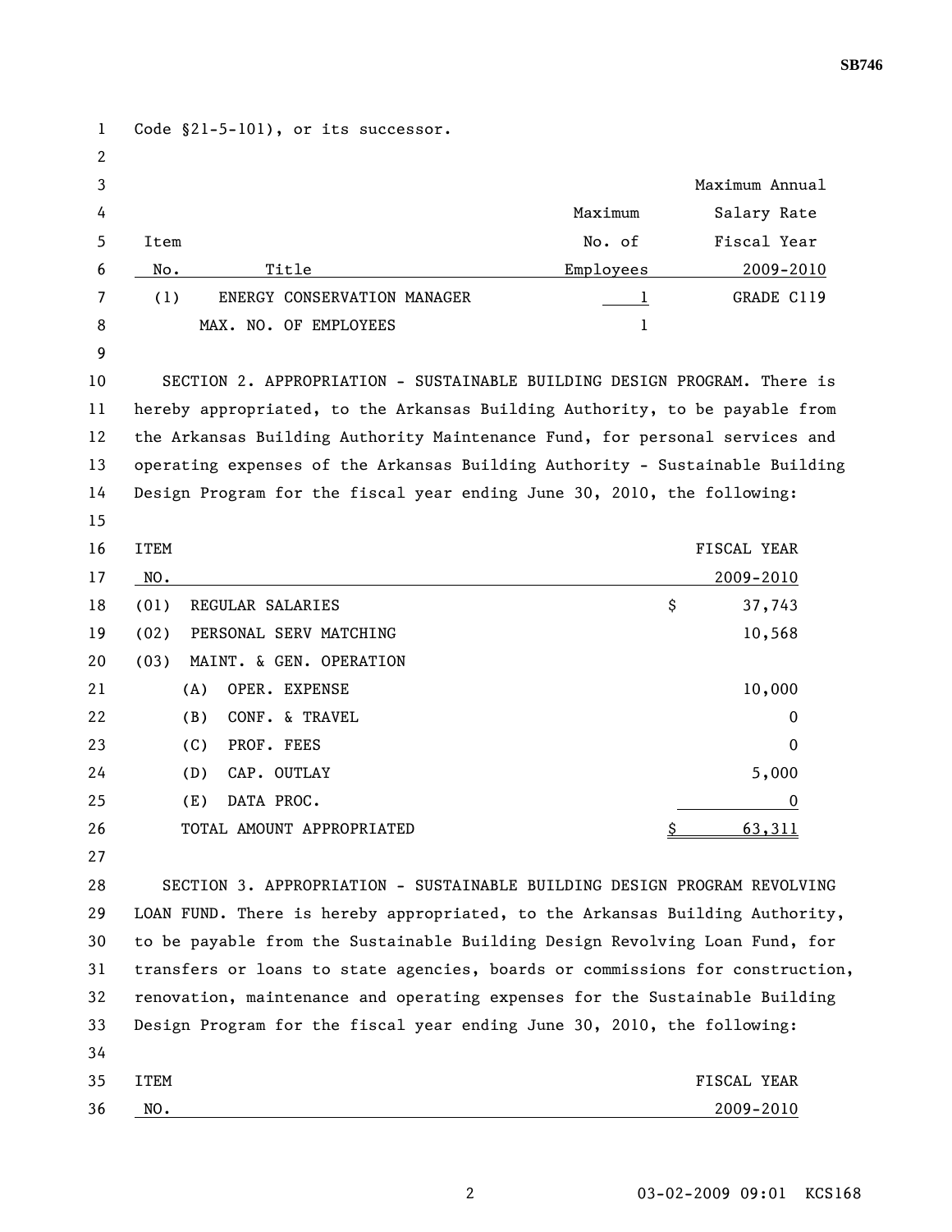Code §21-5-101), or its successor.

| Item No. | Title | Maximum No. of Employees | Maximum Annual Salary Rate Fiscal Year 2009-2010 |
|---|---|---|---|
| (1) | ENERGY CONSERVATION MANAGER | 1 | GRADE C119 |
| | MAX. NO. OF EMPLOYEES | 1 | |

SECTION 2. APPROPRIATION - SUSTAINABLE BUILDING DESIGN PROGRAM. There is hereby appropriated, to the Arkansas Building Authority, to be payable from the Arkansas Building Authority Maintenance Fund, for personal services and operating expenses of the Arkansas Building Authority - Sustainable Building Design Program for the fiscal year ending June 30, 2010, the following:

| ITEM NO. | | FISCAL YEAR 2009-2010 |
|---|---|---|
| (01) | REGULAR SALARIES | $ 37,743 |
| (02) | PERSONAL SERV MATCHING | 10,568 |
| (03) | MAINT. & GEN. OPERATION | |
| | (A) OPER. EXPENSE | 10,000 |
| | (B) CONF. & TRAVEL | 0 |
| | (C) PROF. FEES | 0 |
| | (D) CAP. OUTLAY | 5,000 |
| | (E) DATA PROC. | 0 |
| | TOTAL AMOUNT APPROPRIATED | $ 63,311 |

SECTION 3. APPROPRIATION - SUSTAINABLE BUILDING DESIGN PROGRAM REVOLVING LOAN FUND. There is hereby appropriated, to the Arkansas Building Authority, to be payable from the Sustainable Building Design Revolving Loan Fund, for transfers or loans to state agencies, boards or commissions for construction, renovation, maintenance and operating expenses for the Sustainable Building Design Program for the fiscal year ending June 30, 2010, the following:

| ITEM NO. | FISCAL YEAR 2009-2010 |
|---|---|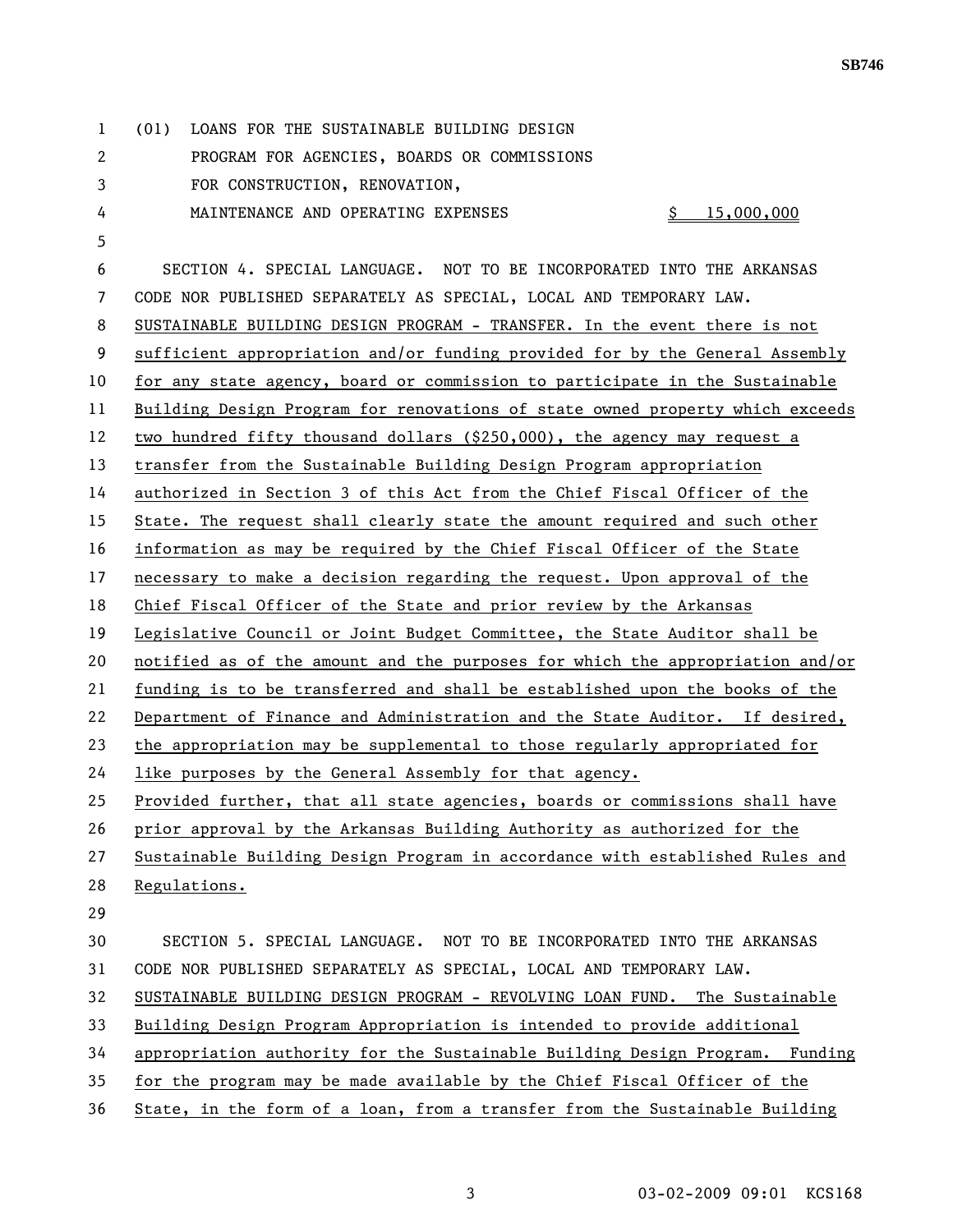(01) LOANS FOR THE SUSTAINABLE BUILDING DESIGN PROGRAM FOR AGENCIES, BOARDS OR COMMISSIONS FOR CONSTRUCTION, RENOVATION, MAINTENANCE AND OPERATING EXPENSES $ 15,000,000

SECTION 4. SPECIAL LANGUAGE. NOT TO BE INCORPORATED INTO THE ARKANSAS CODE NOR PUBLISHED SEPARATELY AS SPECIAL, LOCAL AND TEMPORARY LAW. SUSTAINABLE BUILDING DESIGN PROGRAM - TRANSFER. In the event there is not sufficient appropriation and/or funding provided for by the General Assembly for any state agency, board or commission to participate in the Sustainable Building Design Program for renovations of state owned property which exceeds two hundred fifty thousand dollars ($250,000), the agency may request a transfer from the Sustainable Building Design Program appropriation authorized in Section 3 of this Act from the Chief Fiscal Officer of the State. The request shall clearly state the amount required and such other information as may be required by the Chief Fiscal Officer of the State necessary to make a decision regarding the request. Upon approval of the Chief Fiscal Officer of the State and prior review by the Arkansas Legislative Council or Joint Budget Committee, the State Auditor shall be notified as of the amount and the purposes for which the appropriation and/or funding is to be transferred and shall be established upon the books of the Department of Finance and Administration and the State Auditor. If desired, the appropriation may be supplemental to those regularly appropriated for like purposes by the General Assembly for that agency.
Provided further, that all state agencies, boards or commissions shall have prior approval by the Arkansas Building Authority as authorized for the Sustainable Building Design Program in accordance with established Rules and Regulations.

SECTION 5. SPECIAL LANGUAGE. NOT TO BE INCORPORATED INTO THE ARKANSAS CODE NOR PUBLISHED SEPARATELY AS SPECIAL, LOCAL AND TEMPORARY LAW. SUSTAINABLE BUILDING DESIGN PROGRAM - REVOLVING LOAN FUND. The Sustainable Building Design Program Appropriation is intended to provide additional appropriation authority for the Sustainable Building Design Program. Funding for the program may be made available by the Chief Fiscal Officer of the State, in the form of a loan, from a transfer from the Sustainable Building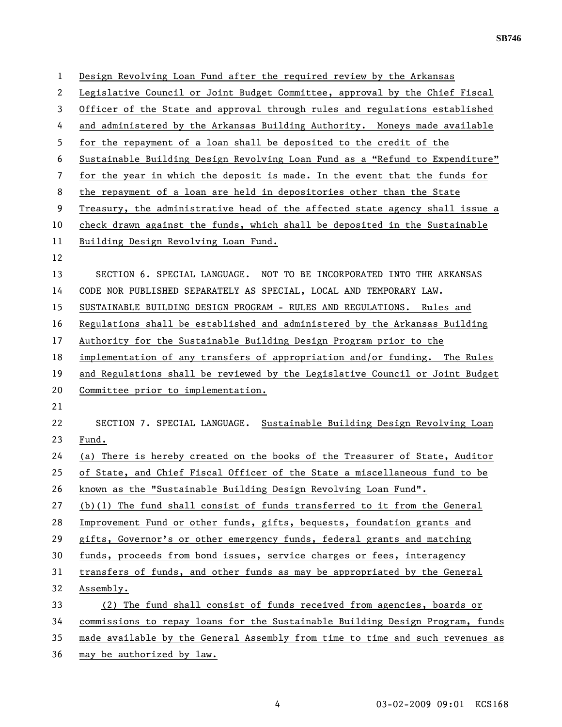Design Revolving Loan Fund after the required review by the Arkansas Legislative Council or Joint Budget Committee, approval by the Chief Fiscal Officer of the State and approval through rules and regulations established and administered by the Arkansas Building Authority. Moneys made available for the repayment of a loan shall be deposited to the credit of the Sustainable Building Design Revolving Loan Fund as a "Refund to Expenditure" for the year in which the deposit is made. In the event that the funds for the repayment of a loan are held in depositories other than the State Treasury, the administrative head of the affected state agency shall issue a check drawn against the funds, which shall be deposited in the Sustainable Building Design Revolving Loan Fund.

SECTION 6. SPECIAL LANGUAGE. NOT TO BE INCORPORATED INTO THE ARKANSAS CODE NOR PUBLISHED SEPARATELY AS SPECIAL, LOCAL AND TEMPORARY LAW. SUSTAINABLE BUILDING DESIGN PROGRAM - RULES AND REGULATIONS. Rules and Regulations shall be established and administered by the Arkansas Building Authority for the Sustainable Building Design Program prior to the implementation of any transfers of appropriation and/or funding. The Rules and Regulations shall be reviewed by the Legislative Council or Joint Budget Committee prior to implementation.

SECTION 7. SPECIAL LANGUAGE. Sustainable Building Design Revolving Loan Fund.

(a) There is hereby created on the books of the Treasurer of State, Auditor of State, and Chief Fiscal Officer of the State a miscellaneous fund to be known as the "Sustainable Building Design Revolving Loan Fund".

(b)(1) The fund shall consist of funds transferred to it from the General Improvement Fund or other funds, gifts, bequests, foundation grants and gifts, Governor's or other emergency funds, federal grants and matching funds, proceeds from bond issues, service charges or fees, interagency transfers of funds, and other funds as may be appropriated by the General Assembly.

(2) The fund shall consist of funds received from agencies, boards or commissions to repay loans for the Sustainable Building Design Program, funds made available by the General Assembly from time to time and such revenues as may be authorized by law.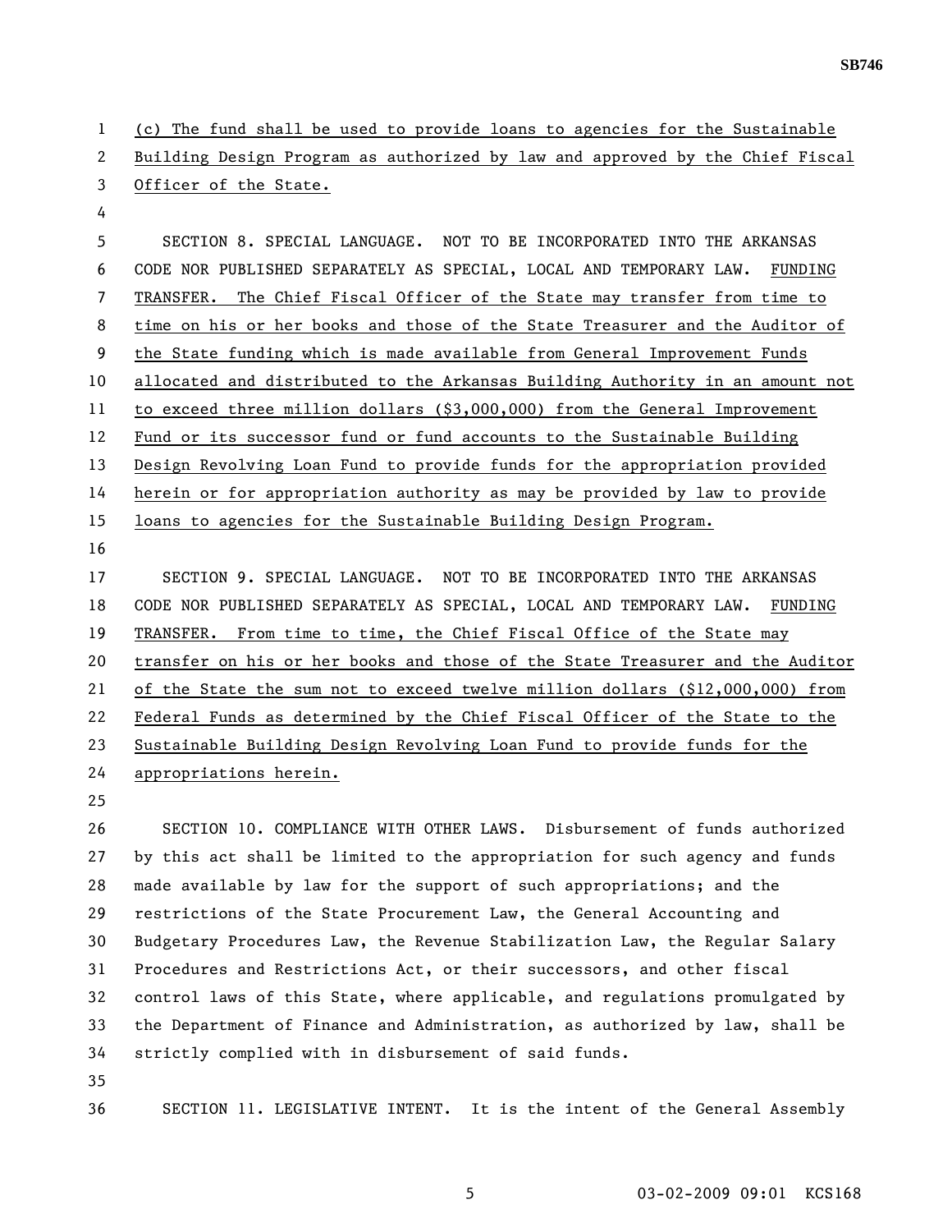(c) The fund shall be used to provide loans to agencies for the Sustainable Building Design Program as authorized by law and approved by the Chief Fiscal Officer of the State.

SECTION 8. SPECIAL LANGUAGE. NOT TO BE INCORPORATED INTO THE ARKANSAS CODE NOR PUBLISHED SEPARATELY AS SPECIAL, LOCAL AND TEMPORARY LAW. FUNDING TRANSFER. The Chief Fiscal Officer of the State may transfer from time to time on his or her books and those of the State Treasurer and the Auditor of the State funding which is made available from General Improvement Funds allocated and distributed to the Arkansas Building Authority in an amount not to exceed three million dollars ($3,000,000) from the General Improvement Fund or its successor fund or fund accounts to the Sustainable Building Design Revolving Loan Fund to provide funds for the appropriation provided herein or for appropriation authority as may be provided by law to provide loans to agencies for the Sustainable Building Design Program.

SECTION 9. SPECIAL LANGUAGE. NOT TO BE INCORPORATED INTO THE ARKANSAS CODE NOR PUBLISHED SEPARATELY AS SPECIAL, LOCAL AND TEMPORARY LAW. FUNDING TRANSFER. From time to time, the Chief Fiscal Office of the State may transfer on his or her books and those of the State Treasurer and the Auditor of the State the sum not to exceed twelve million dollars ($12,000,000) from Federal Funds as determined by the Chief Fiscal Officer of the State to the Sustainable Building Design Revolving Loan Fund to provide funds for the appropriations herein.

SECTION 10. COMPLIANCE WITH OTHER LAWS. Disbursement of funds authorized by this act shall be limited to the appropriation for such agency and funds made available by law for the support of such appropriations; and the restrictions of the State Procurement Law, the General Accounting and Budgetary Procedures Law, the Revenue Stabilization Law, the Regular Salary Procedures and Restrictions Act, or their successors, and other fiscal control laws of this State, where applicable, and regulations promulgated by the Department of Finance and Administration, as authorized by law, shall be strictly complied with in disbursement of said funds.

SECTION 11. LEGISLATIVE INTENT. It is the intent of the General Assembly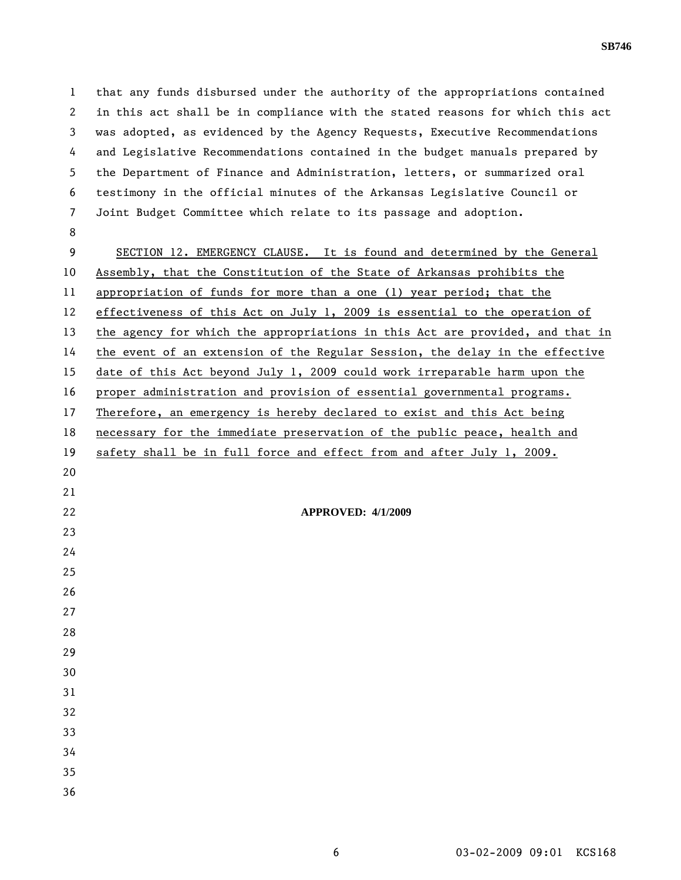that any funds disbursed under the authority of the appropriations contained in this act shall be in compliance with the stated reasons for which this act was adopted, as evidenced by the Agency Requests, Executive Recommendations and Legislative Recommendations contained in the budget manuals prepared by the Department of Finance and Administration, letters, or summarized oral testimony in the official minutes of the Arkansas Legislative Council or Joint Budget Committee which relate to its passage and adoption.

SECTION 12. EMERGENCY CLAUSE. It is found and determined by the General Assembly, that the Constitution of the State of Arkansas prohibits the appropriation of funds for more than a one (1) year period; that the effectiveness of this Act on July 1, 2009 is essential to the operation of the agency for which the appropriations in this Act are provided, and that in the event of an extension of the Regular Session, the delay in the effective date of this Act beyond July 1, 2009 could work irreparable harm upon the proper administration and provision of essential governmental programs. Therefore, an emergency is hereby declared to exist and this Act being necessary for the immediate preservation of the public peace, health and safety shall be in full force and effect from and after July 1, 2009.

**APPROVED: 4/1/2009**

03-02-2009 09:01 KCS168